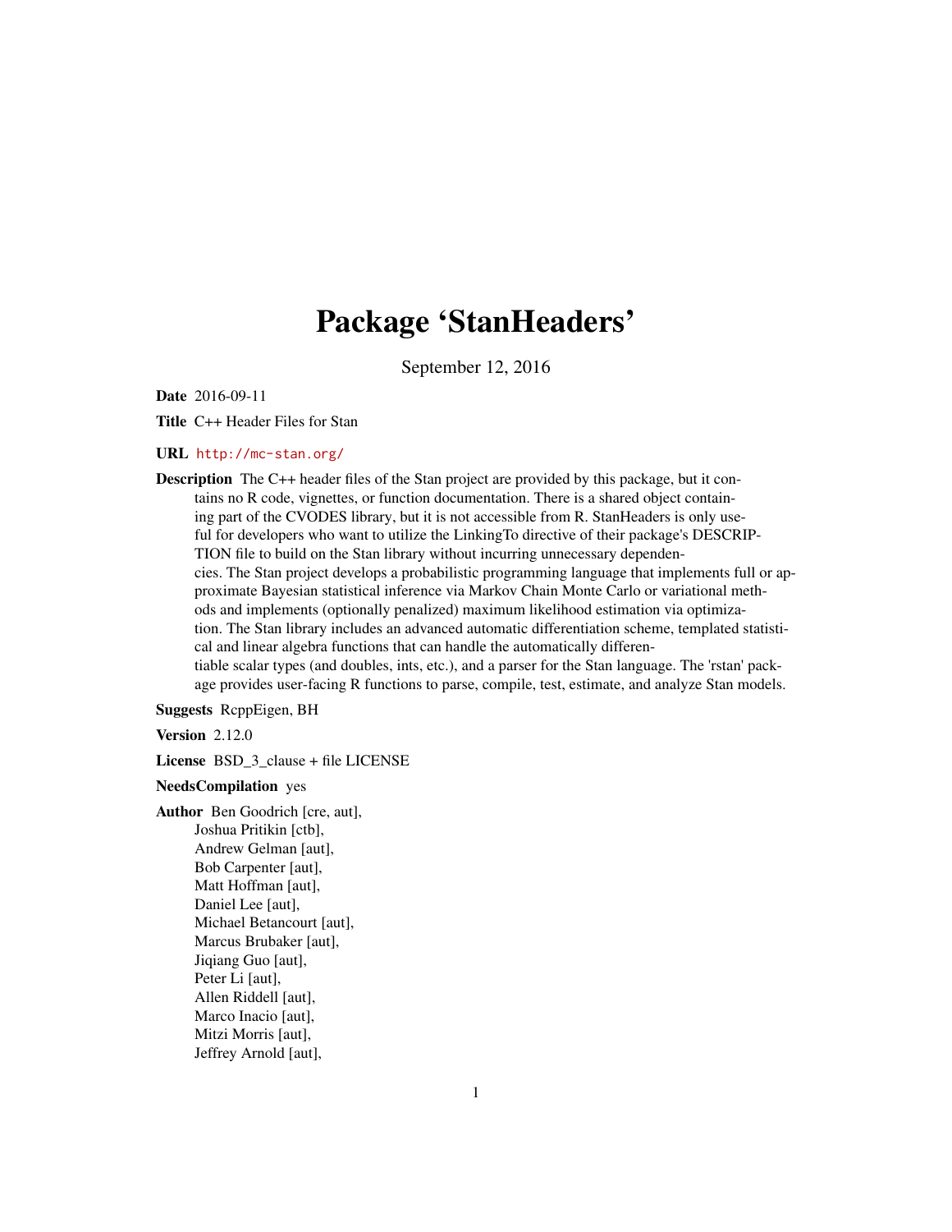# Package 'StanHeaders'

September 12, 2016

**Date** 2016-09-11

**Title** C++ Header Files for Stan

**URL** http://mc-stan.org/

**Description** The C++ header files of the Stan project are provided by this package, but it contains no R code, vignettes, or function documentation. There is a shared object containing part of the CVODES library, but it is not accessible from R. StanHeaders is only useful for developers who want to utilize the LinkingTo directive of their package's DESCRIPTION file to build on the Stan library without incurring unnecessary dependencies. The Stan project develops a probabilistic programming language that implements full or approximate Bayesian statistical inference via Markov Chain Monte Carlo or variational methods and implements (optionally penalized) maximum likelihood estimation via optimization. The Stan library includes an advanced automatic differentiation scheme, templated statistical and linear algebra functions that can handle the automatically differentiable scalar types (and doubles, ints, etc.), and a parser for the Stan language. The 'rstan' package provides user-facing R functions to parse, compile, test, estimate, and analyze Stan models.

**Suggests** RcppEigen, BH

**Version** 2.12.0

**License** BSD_3_clause + file LICENSE

**NeedsCompilation** yes

**Author** Ben Goodrich [cre, aut],
Joshua Pritikin [ctb],
Andrew Gelman [aut],
Bob Carpenter [aut],
Matt Hoffman [aut],
Daniel Lee [aut],
Michael Betancourt [aut],
Marcus Brubaker [aut],
Jiqiang Guo [aut],
Peter Li [aut],
Allen Riddell [aut],
Marco Inacio [aut],
Mitzi Morris [aut],
Jeffrey Arnold [aut],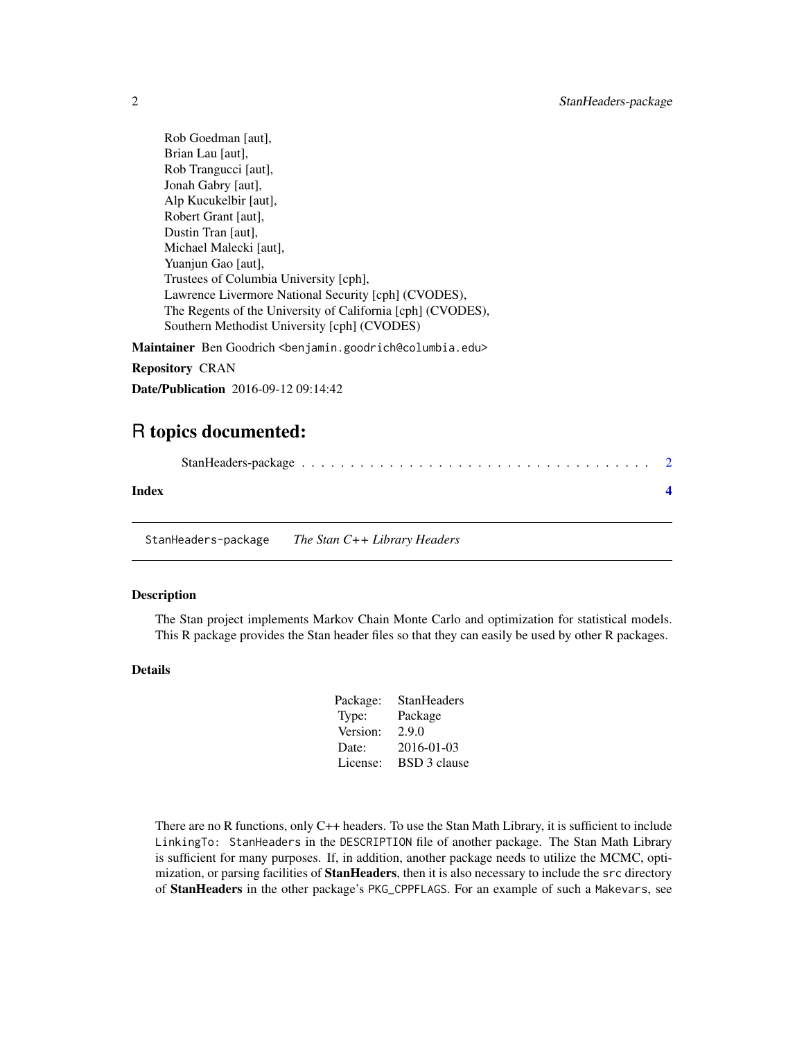Rob Goedman [aut],
Brian Lau [aut],
Rob Trangucci [aut],
Jonah Gabry [aut],
Alp Kucukelbir [aut],
Robert Grant [aut],
Dustin Tran [aut],
Michael Malecki [aut],
Yuanjun Gao [aut],
Trustees of Columbia University [cph],
Lawrence Livermore National Security [cph] (CVODES),
The Regents of the University of California [cph] (CVODES),
Southern Methodist University [cph] (CVODES)

**Maintainer** Ben Goodrich <benjamin.goodrich@columbia.edu>

**Repository** CRAN

**Date/Publication** 2016-09-12 09:14:42

# R topics documented:

StanHeaders-package . . . . . . . . . . . . . . . . . . . . . . . . . . . . . . . . . . . 2

**Index** **4**

---

StanHeaders-package *The Stan C++ Library Headers*

---

### Description

The Stan project implements Markov Chain Monte Carlo and optimization for statistical models. This R package provides the Stan header files so that they can easily be used by other R packages.

### Details

| | |
|---|---|
| Package: | StanHeaders |
| Type: | Package |
| Version: | 2.9.0 |
| Date: | 2016-01-03 |
| License: | BSD 3 clause |

There are no R functions, only C++ headers. To use the Stan Math Library, it is sufficient to include `LinkingTo: StanHeaders` in the `DESCRIPTION` file of another package. The Stan Math Library is sufficient for many purposes. If, in addition, another package needs to utilize the MCMC, optimization, or parsing facilities of **StanHeaders**, then it is also necessary to include the `src` directory of **StanHeaders** in the other package's `PKG_CPPFLAGS`. For an example of such a `Makevars`, see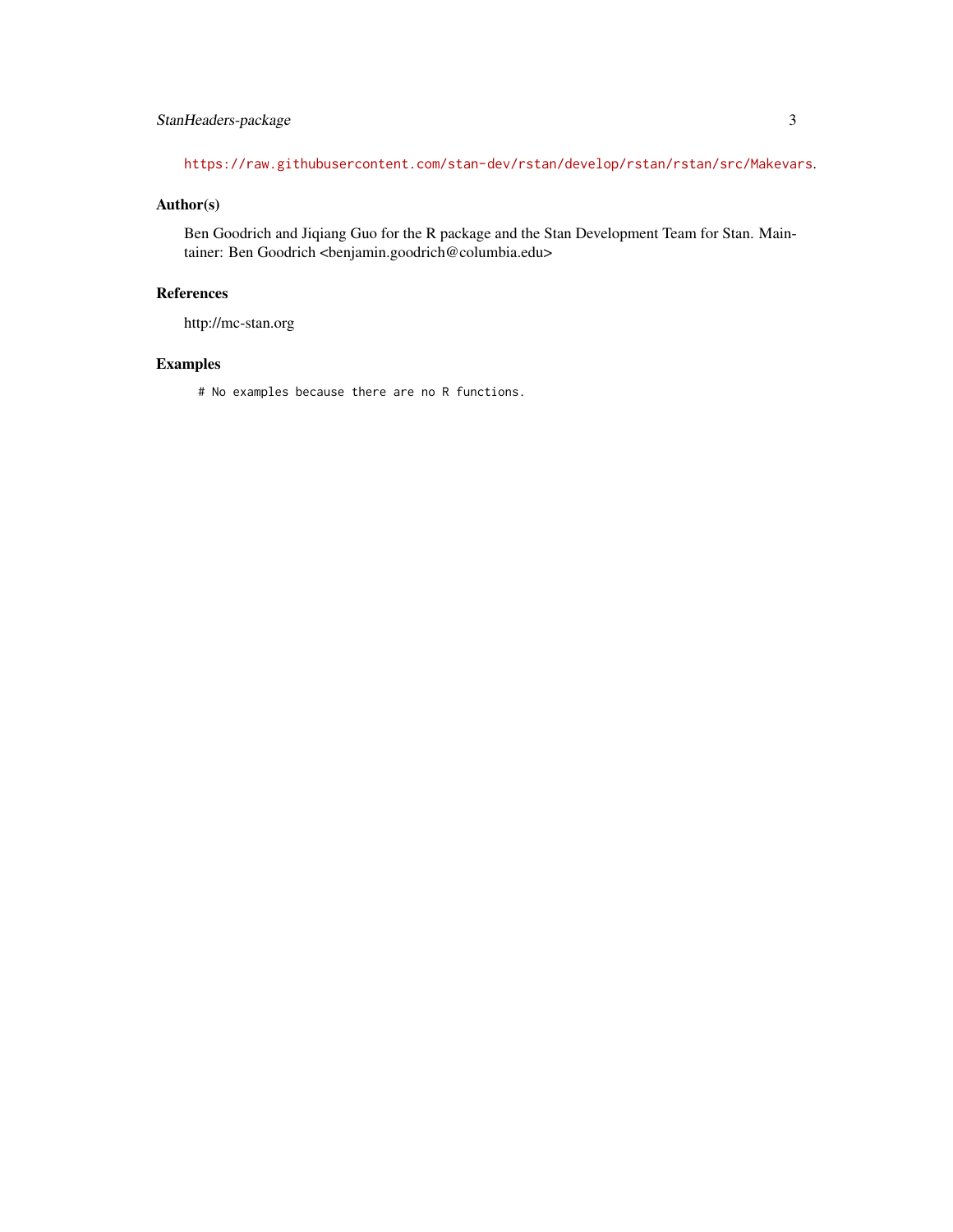https://raw.githubusercontent.com/stan-dev/rstan/develop/rstan/rstan/src/Makevars.

## Author(s)

Ben Goodrich and Jiqiang Guo for the R package and the Stan Development Team for Stan. Maintainer: Ben Goodrich <benjamin.goodrich@columbia.edu>

## References

http://mc-stan.org

## Examples

```
# No examples because there are no R functions.
```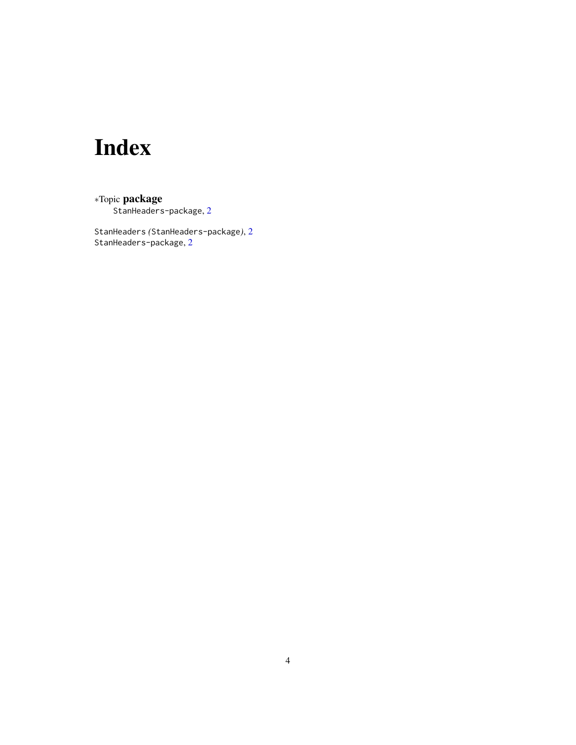# Index

*Topic **package**
    StanHeaders-package, 2

StanHeaders *(*StanHeaders-package*)*, 2
StanHeaders-package, 2